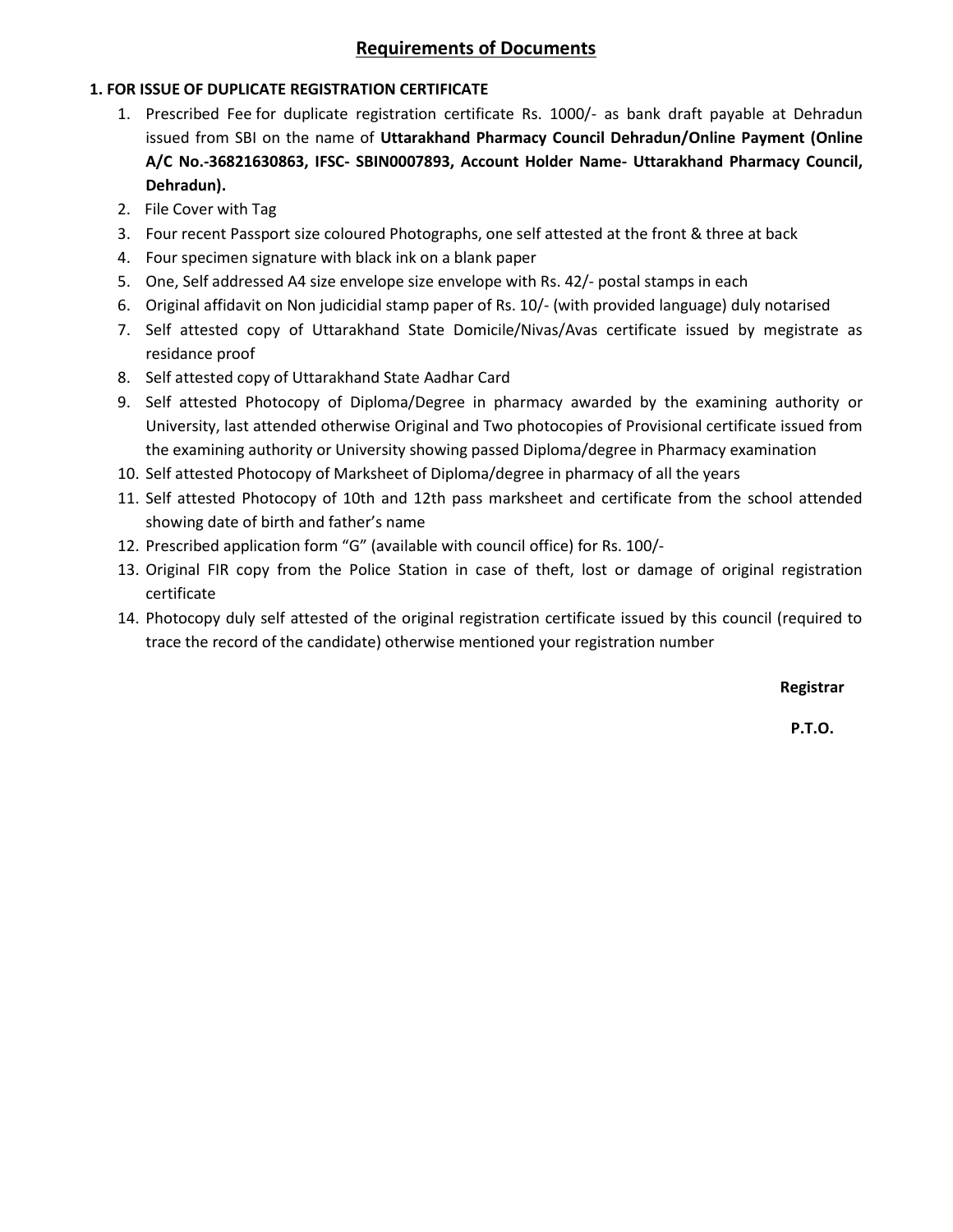# Requirements of Documents

**1. FOR ISSUE OF DUPLICATE REGISTRATION CERTIFICATE**

1. Prescribed Fee for duplicate registration certificate Rs. 1000/- as bank draft payable at Dehradun issued from SBI on the name of **Uttarakhand Pharmacy Council Dehradun/Online Payment (Online A/C No.-36821630863, IFSC- SBIN0007893, Account Holder Name- Uttarakhand Pharmacy Council, Dehradun).**
2. File Cover with Tag
3. Four recent Passport size coloured Photographs, one self attested at the front & three at back
4. Four specimen signature with black ink on a blank paper
5. One, Self addressed A4 size envelope size envelope with Rs. 42/- postal stamps in each
6. Original affidavit on Non judicidial stamp paper of Rs. 10/- (with provided language) duly notarised
7. Self attested copy of Uttarakhand State Domicile/Nivas/Avas certificate issued by megistrate as residance proof
8. Self attested copy of Uttarakhand State Aadhar Card
9. Self attested Photocopy of Diploma/Degree in pharmacy awarded by the examining authority or University, last attended otherwise Original and Two photocopies of Provisional certificate issued from the examining authority or University showing passed Diploma/degree in Pharmacy examination
10. Self attested Photocopy of Marksheet of Diploma/degree in pharmacy of all the years
11. Self attested Photocopy of 10th and 12th pass marksheet and certificate from the school attended showing date of birth and father's name
12. Prescribed application form "G" (available with council office) for Rs. 100/-
13. Original FIR copy from the Police Station in case of theft, lost or damage of original registration certificate
14. Photocopy duly self attested of the original registration certificate issued by this council (required to trace the record of the candidate) otherwise mentioned your registration number

**Registrar**

**P.T.O.**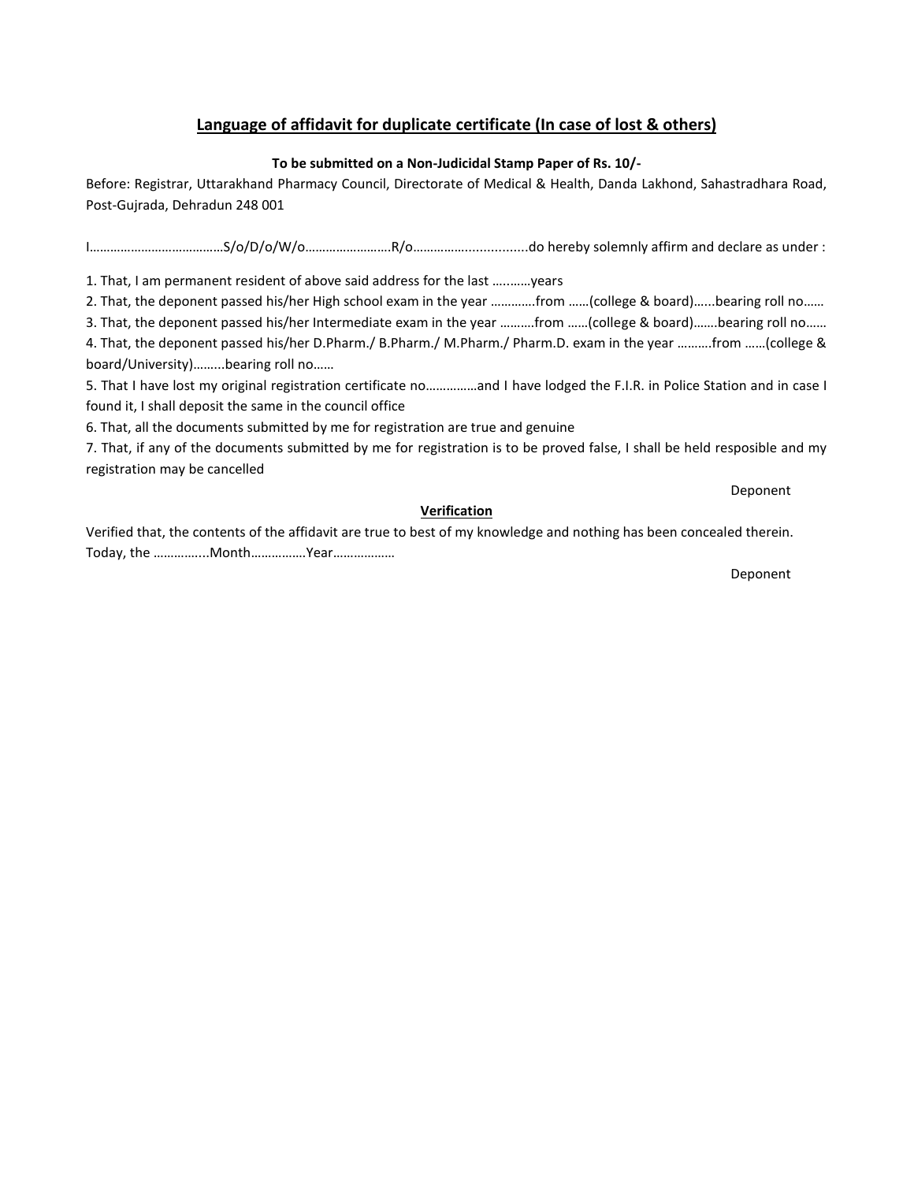## Language of affidavit for duplicate certificate (In case of lost & others)

**To be submitted on a Non-Judicidal Stamp Paper of Rs. 10/-**

Before: Registrar, Uttarakhand Pharmacy Council, Directorate of Medical & Health, Danda Lakhond, Sahastradhara Road, Post-Gujrada, Dehradun 248 001

I…………………………………S/o/D/o/W/o……………………R/o…………….............do hereby solemnly affirm and declare as under :

1. That, I am permanent resident of above said address for the last …..……years
2. That, the deponent passed his/her High school exam in the year ………….from ……(college & board)…...bearing roll no……
3. That, the deponent passed his/her Intermediate exam in the year ……….from ……(college & board)…….bearing roll no……
4. That, the deponent passed his/her D.Pharm./ B.Pharm./ M.Pharm./ Pharm.D. exam in the year ……….from ……(college & board/University)……...bearing roll no……
5. That I have lost my original registration certificate no……………and I have lodged the F.I.R. in Police Station and in case I found it, I shall deposit the same in the council office
6. That, all the documents submitted by me for registration are true and genuine
7. That, if any of the documents submitted by me for registration is to be proved false, I shall be held resposible and my registration may be cancelled

Deponent

**Verification**

Verified that, the contents of the affidavit are true to best of my knowledge and nothing has been concealed therein.
Today, the …………...Month…………….Year………………

Deponent